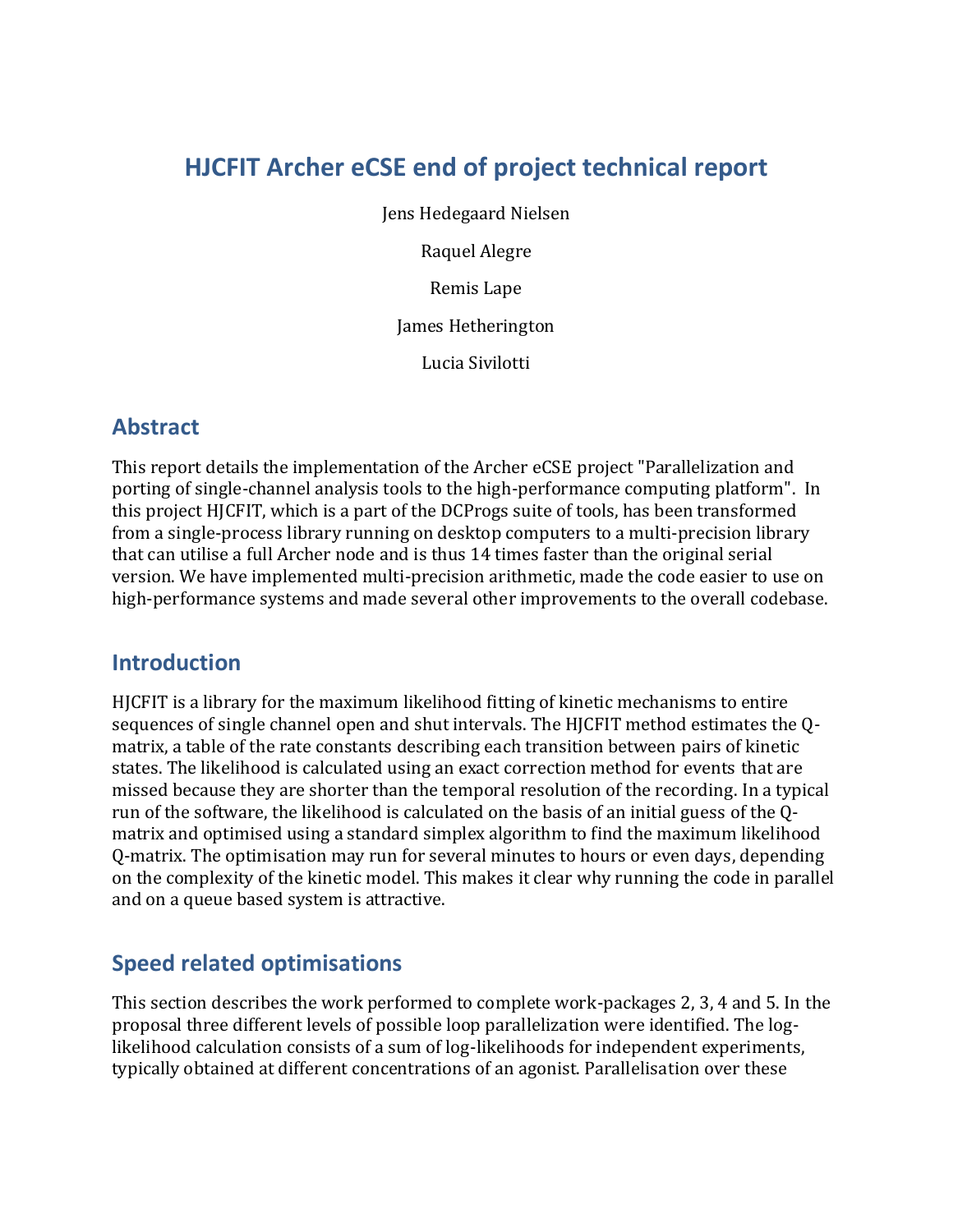# HJCFIT Archer eCSE end of project technical report

Jens Hedegaard Nielsen

Raquel Alegre

Remis Lape

James Hetherington

Lucia Sivilotti

## Abstract

This report details the implementation of the Archer eCSE project "Parallelization and porting of single-channel analysis tools to the high-performance computing platform". In this project HJCFIT, which is a part of the DCProgs suite of tools, has been transformed from a single-process library running on desktop computers to a multi-precision library that can utilise a full Archer node and is thus 14 times faster than the original serial version. We have implemented multi-precision arithmetic, made the code easier to use on high-performance systems and made several other improvements to the overall codebase.

## Introduction

HJCFIT is a library for the maximum likelihood fitting of kinetic mechanisms to entire sequences of single channel open and shut intervals. The HJCFIT method estimates the Q-matrix, a table of the rate constants describing each transition between pairs of kinetic states. The likelihood is calculated using an exact correction method for events that are missed because they are shorter than the temporal resolution of the recording. In a typical run of the software, the likelihood is calculated on the basis of an initial guess of the Q-matrix and optimised using a standard simplex algorithm to find the maximum likelihood Q-matrix. The optimisation may run for several minutes to hours or even days, depending on the complexity of the kinetic model. This makes it clear why running the code in parallel and on a queue based system is attractive.

## Speed related optimisations

This section describes the work performed to complete work-packages 2, 3, 4 and 5. In the proposal three different levels of possible loop parallelization were identified. The log-likelihood calculation consists of a sum of log-likelihoods for independent experiments, typically obtained at different concentrations of an agonist. Parallelisation over these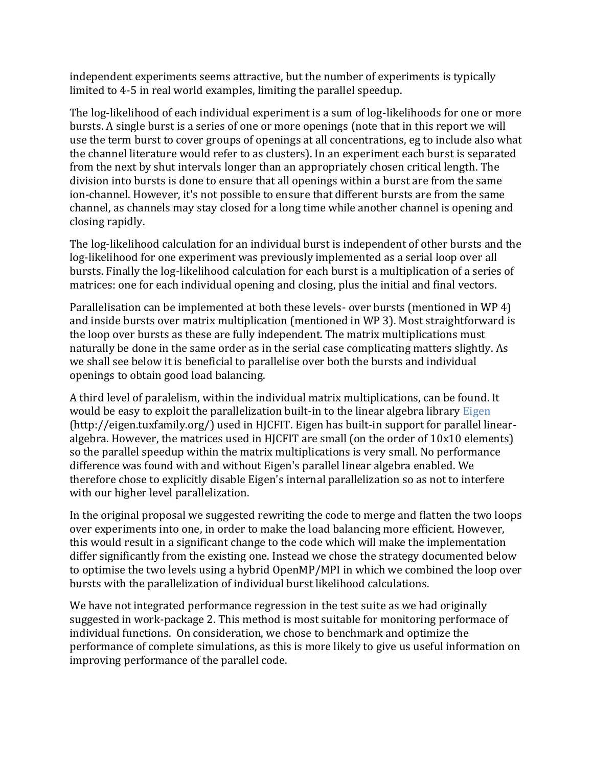independent experiments seems attractive, but the number of experiments is typically limited to 4-5 in real world examples, limiting the parallel speedup.

The log-likelihood of each individual experiment is a sum of log-likelihoods for one or more bursts. A single burst is a series of one or more openings (note that in this report we will use the term burst to cover groups of openings at all concentrations, eg to include also what the channel literature would refer to as clusters). In an experiment each burst is separated from the next by shut intervals longer than an appropriately chosen critical length. The division into bursts is done to ensure that all openings within a burst are from the same ion-channel. However, it's not possible to ensure that different bursts are from the same channel, as channels may stay closed for a long time while another channel is opening and closing rapidly.

The log-likelihood calculation for an individual burst is independent of other bursts and the log-likelihood for one experiment was previously implemented as a serial loop over all bursts. Finally the log-likelihood calculation for each burst is a multiplication of a series of matrices: one for each individual opening and closing, plus the initial and final vectors.

Parallelisation can be implemented at both these levels- over bursts (mentioned in WP 4) and inside bursts over matrix multiplication (mentioned in WP 3). Most straightforward is the loop over bursts as these are fully independent. The matrix multiplications must naturally be done in the same order as in the serial case complicating matters slightly. As we shall see below it is beneficial to parallelise over both the bursts and individual openings to obtain good load balancing.

A third level of paralelism, within the individual matrix multiplications, can be found. It would be easy to exploit the parallelization built-in to the linear algebra library Eigen (http://eigen.tuxfamily.org/) used in HJCFIT. Eigen has built-in support for parallel linear-algebra. However, the matrices used in HJCFIT are small (on the order of 10x10 elements) so the parallel speedup within the matrix multiplications is very small. No performance difference was found with and without Eigen's parallel linear algebra enabled. We therefore chose to explicitly disable Eigen's internal parallelization so as not to interfere with our higher level parallelization.

In the original proposal we suggested rewriting the code to merge and flatten the two loops over experiments into one, in order to make the load balancing more efficient. However, this would result in a significant change to the code which will make the implementation differ significantly from the existing one. Instead we chose the strategy documented below to optimise the two levels using a hybrid OpenMP/MPI in which we combined the loop over bursts with the parallelization of individual burst likelihood calculations.

We have not integrated performance regression in the test suite as we had originally suggested in work-package 2. This method is most suitable for monitoring performace of individual functions. On consideration, we chose to benchmark and optimize the performance of complete simulations, as this is more likely to give us useful information on improving performance of the parallel code.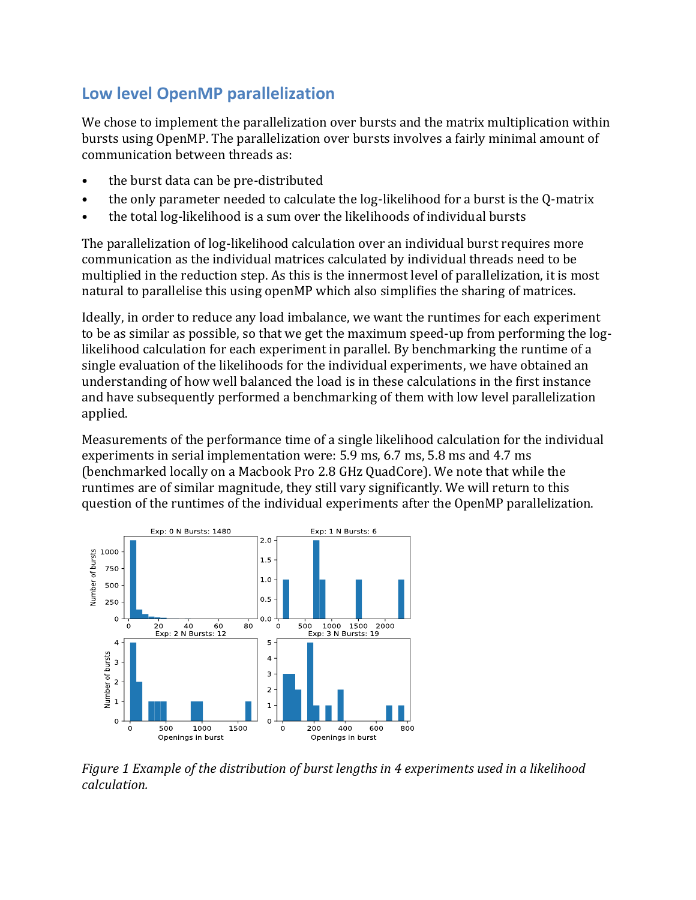## Low level OpenMP parallelization

We chose to implement the parallelization over bursts and the matrix multiplication within bursts using OpenMP. The parallelization over bursts involves a fairly minimal amount of communication between threads as:

- the burst data can be pre-distributed
- the only parameter needed to calculate the log-likelihood for a burst is the Q-matrix
- the total log-likelihood is a sum over the likelihoods of individual bursts

The parallelization of log-likelihood calculation over an individual burst requires more communication as the individual matrices calculated by individual threads need to be multiplied in the reduction step. As this is the innermost level of parallelization, it is most natural to parallelise this using openMP which also simplifies the sharing of matrices.

Ideally, in order to reduce any load imbalance, we want the runtimes for each experiment to be as similar as possible, so that we get the maximum speed-up from performing the log-likelihood calculation for each experiment in parallel. By benchmarking the runtime of a single evaluation of the likelihoods for the individual experiments, we have obtained an understanding of how well balanced the load is in these calculations in the first instance and have subsequently performed a benchmarking of them with low level parallelization applied.

Measurements of the performance time of a single likelihood calculation for the individual experiments in serial implementation were: 5.9 ms, 6.7 ms, 5.8 ms and 4.7 ms (benchmarked locally on a Macbook Pro 2.8 GHz QuadCore). We note that while the runtimes are of similar magnitude, they still vary significantly. We will return to this question of the runtimes of the individual experiments after the OpenMP parallelization.

*Figure 1 Example of the distribution of burst lengths in 4 experiments used in a likelihood calculation.*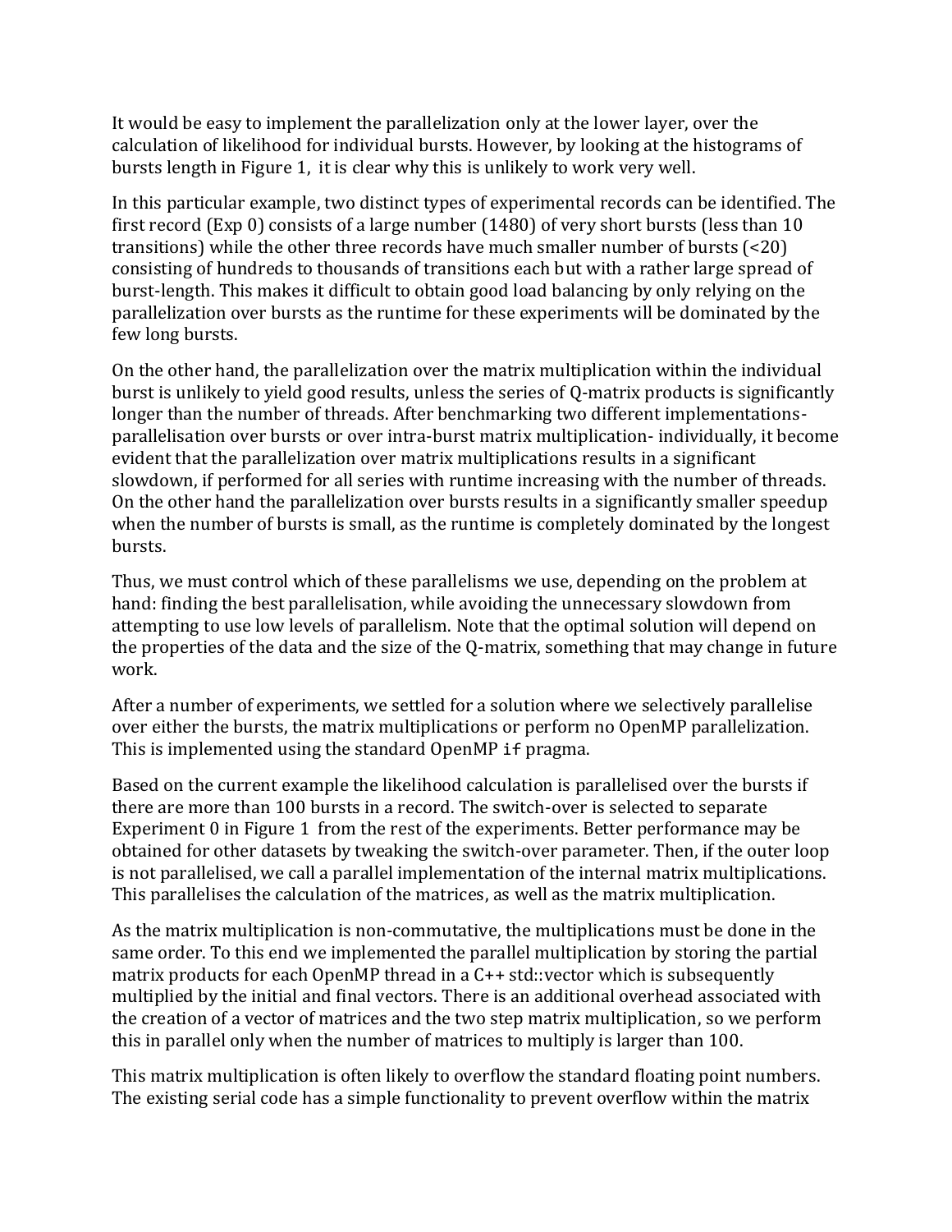It would be easy to implement the parallelization only at the lower layer, over the calculation of likelihood for individual bursts. However, by looking at the histograms of bursts length in Figure 1, it is clear why this is unlikely to work very well.

In this particular example, two distinct types of experimental records can be identified. The first record (Exp 0) consists of a large number (1480) of very short bursts (less than 10 transitions) while the other three records have much smaller number of bursts (<20) consisting of hundreds to thousands of transitions each but with a rather large spread of burst-length. This makes it difficult to obtain good load balancing by only relying on the parallelization over bursts as the runtime for these experiments will be dominated by the few long bursts.

On the other hand, the parallelization over the matrix multiplication within the individual burst is unlikely to yield good results, unless the series of Q-matrix products is significantly longer than the number of threads. After benchmarking two different implementations- parallelisation over bursts or over intra-burst matrix multiplication- individually, it become evident that the parallelization over matrix multiplications results in a significant slowdown, if performed for all series with runtime increasing with the number of threads. On the other hand the parallelization over bursts results in a significantly smaller speedup when the number of bursts is small, as the runtime is completely dominated by the longest bursts.

Thus, we must control which of these parallelisms we use, depending on the problem at hand: finding the best parallelisation, while avoiding the unnecessary slowdown from attempting to use low levels of parallelism. Note that the optimal solution will depend on the properties of the data and the size of the Q-matrix, something that may change in future work.

After a number of experiments, we settled for a solution where we selectively parallelise over either the bursts, the matrix multiplications or perform no OpenMP parallelization. This is implemented using the standard OpenMP `if` pragma.

Based on the current example the likelihood calculation is parallelised over the bursts if there are more than 100 bursts in a record. The switch-over is selected to separate Experiment 0 in Figure 1 from the rest of the experiments. Better performance may be obtained for other datasets by tweaking the switch-over parameter. Then, if the outer loop is not parallelised, we call a parallel implementation of the internal matrix multiplications. This parallelises the calculation of the matrices, as well as the matrix multiplication.

As the matrix multiplication is non-commutative, the multiplications must be done in the same order. To this end we implemented the parallel multiplication by storing the partial matrix products for each OpenMP thread in a C++ std::vector which is subsequently multiplied by the initial and final vectors. There is an additional overhead associated with the creation of a vector of matrices and the two step matrix multiplication, so we perform this in parallel only when the number of matrices to multiply is larger than 100.

This matrix multiplication is often likely to overflow the standard floating point numbers. The existing serial code has a simple functionality to prevent overflow within the matrix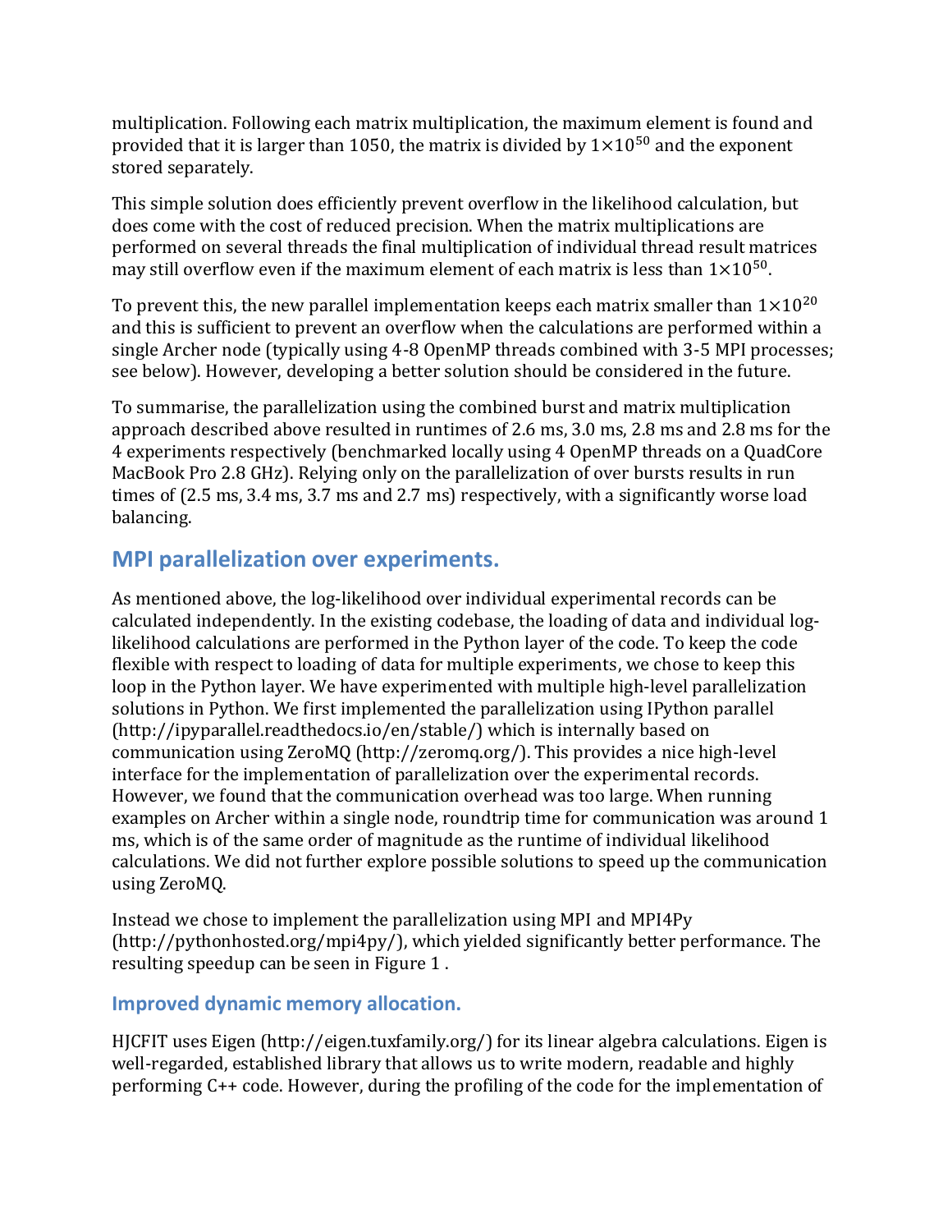multiplication. Following each matrix multiplication, the maximum element is found and provided that it is larger than 1050, the matrix is divided by $1\times10^{50}$ and the exponent stored separately.

This simple solution does efficiently prevent overflow in the likelihood calculation, but does come with the cost of reduced precision. When the matrix multiplications are performed on several threads the final multiplication of individual thread result matrices may still overflow even if the maximum element of each matrix is less than $1\times10^{50}$.

To prevent this, the new parallel implementation keeps each matrix smaller than $1\times10^{20}$ and this is sufficient to prevent an overflow when the calculations are performed within a single Archer node (typically using 4-8 OpenMP threads combined with 3-5 MPI processes; see below). However, developing a better solution should be considered in the future.

To summarise, the parallelization using the combined burst and matrix multiplication approach described above resulted in runtimes of 2.6 ms, 3.0 ms, 2.8 ms and 2.8 ms for the 4 experiments respectively (benchmarked locally using 4 OpenMP threads on a QuadCore MacBook Pro 2.8 GHz). Relying only on the parallelization of over bursts results in run times of (2.5 ms, 3.4 ms, 3.7 ms and 2.7 ms) respectively, with a significantly worse load balancing.

## MPI parallelization over experiments.

As mentioned above, the log-likelihood over individual experimental records can be calculated independently. In the existing codebase, the loading of data and individual log-likelihood calculations are performed in the Python layer of the code. To keep the code flexible with respect to loading of data for multiple experiments, we chose to keep this loop in the Python layer. We have experimented with multiple high-level parallelization solutions in Python. We first implemented the parallelization using IPython parallel (http://ipyparallel.readthedocs.io/en/stable/) which is internally based on communication using ZeroMQ (http://zeromq.org/). This provides a nice high-level interface for the implementation of parallelization over the experimental records. However, we found that the communication overhead was too large. When running examples on Archer within a single node, roundtrip time for communication was around 1 ms, which is of the same order of magnitude as the runtime of individual likelihood calculations. We did not further explore possible solutions to speed up the communication using ZeroMQ.

Instead we chose to implement the parallelization using MPI and MPI4Py (http://pythonhosted.org/mpi4py/), which yielded significantly better performance. The resulting speedup can be seen in Figure 1 .

### Improved dynamic memory allocation.

HJCFIT uses Eigen (http://eigen.tuxfamily.org/) for its linear algebra calculations. Eigen is well-regarded, established library that allows us to write modern, readable and highly performing C++ code. However, during the profiling of the code for the implementation of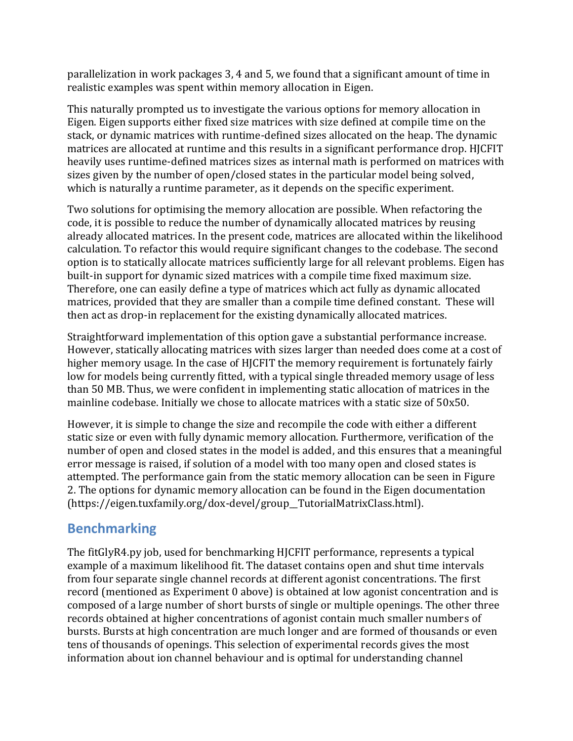parallelization in work packages 3, 4 and 5, we found that a significant amount of time in realistic examples was spent within memory allocation in Eigen.

This naturally prompted us to investigate the various options for memory allocation in Eigen. Eigen supports either fixed size matrices with size defined at compile time on the stack, or dynamic matrices with runtime-defined sizes allocated on the heap. The dynamic matrices are allocated at runtime and this results in a significant performance drop. HJCFIT heavily uses runtime-defined matrices sizes as internal math is performed on matrices with sizes given by the number of open/closed states in the particular model being solved, which is naturally a runtime parameter, as it depends on the specific experiment.

Two solutions for optimising the memory allocation are possible. When refactoring the code, it is possible to reduce the number of dynamically allocated matrices by reusing already allocated matrices. In the present code, matrices are allocated within the likelihood calculation. To refactor this would require significant changes to the codebase. The second option is to statically allocate matrices sufficiently large for all relevant problems. Eigen has built-in support for dynamic sized matrices with a compile time fixed maximum size. Therefore, one can easily define a type of matrices which act fully as dynamic allocated matrices, provided that they are smaller than a compile time defined constant. These will then act as drop-in replacement for the existing dynamically allocated matrices.

Straightforward implementation of this option gave a substantial performance increase. However, statically allocating matrices with sizes larger than needed does come at a cost of higher memory usage. In the case of HJCFIT the memory requirement is fortunately fairly low for models being currently fitted, with a typical single threaded memory usage of less than 50 MB. Thus, we were confident in implementing static allocation of matrices in the mainline codebase. Initially we chose to allocate matrices with a static size of 50x50.

However, it is simple to change the size and recompile the code with either a different static size or even with fully dynamic memory allocation. Furthermore, verification of the number of open and closed states in the model is added, and this ensures that a meaningful error message is raised, if solution of a model with too many open and closed states is attempted. The performance gain from the static memory allocation can be seen in Figure 2. The options for dynamic memory allocation can be found in the Eigen documentation (https://eigen.tuxfamily.org/dox-devel/group__TutorialMatrixClass.html).

## Benchmarking

The fitGlyR4.py job, used for benchmarking HJCFIT performance, represents a typical example of a maximum likelihood fit. The dataset contains open and shut time intervals from four separate single channel records at different agonist concentrations. The first record (mentioned as Experiment 0 above) is obtained at low agonist concentration and is composed of a large number of short bursts of single or multiple openings. The other three records obtained at higher concentrations of agonist contain much smaller numbers of bursts. Bursts at high concentration are much longer and are formed of thousands or even tens of thousands of openings. This selection of experimental records gives the most information about ion channel behaviour and is optimal for understanding channel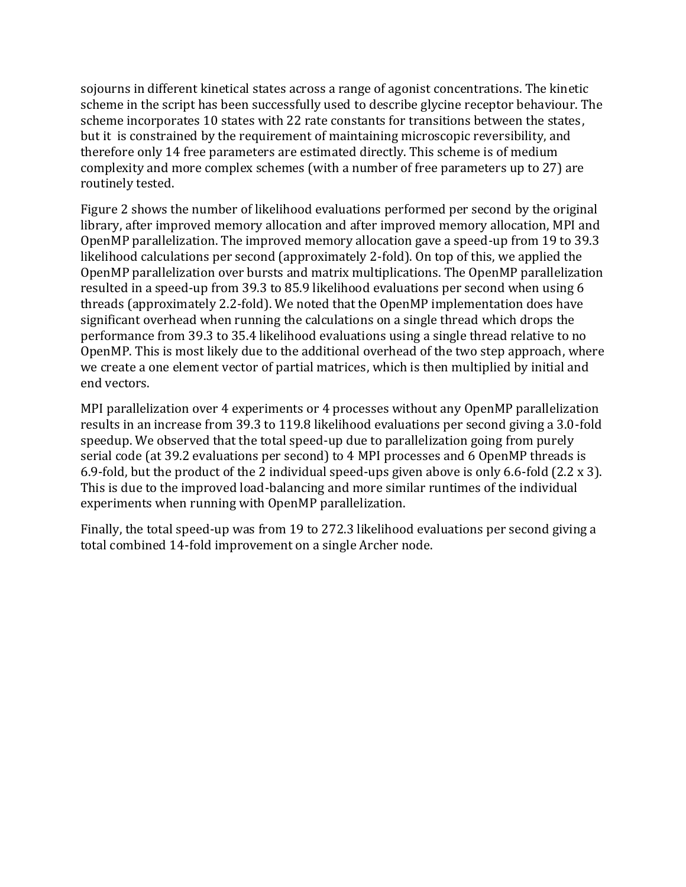sojourns in different kinetical states across a range of agonist concentrations. The kinetic scheme in the script has been successfully used to describe glycine receptor behaviour. The scheme incorporates 10 states with 22 rate constants for transitions between the states, but it is constrained by the requirement of maintaining microscopic reversibility, and therefore only 14 free parameters are estimated directly. This scheme is of medium complexity and more complex schemes (with a number of free parameters up to 27) are routinely tested.

Figure 2 shows the number of likelihood evaluations performed per second by the original library, after improved memory allocation and after improved memory allocation, MPI and OpenMP parallelization. The improved memory allocation gave a speed-up from 19 to 39.3 likelihood calculations per second (approximately 2-fold). On top of this, we applied the OpenMP parallelization over bursts and matrix multiplications. The OpenMP parallelization resulted in a speed-up from 39.3 to 85.9 likelihood evaluations per second when using 6 threads (approximately 2.2-fold). We noted that the OpenMP implementation does have significant overhead when running the calculations on a single thread which drops the performance from 39.3 to 35.4 likelihood evaluations using a single thread relative to no OpenMP. This is most likely due to the additional overhead of the two step approach, where we create a one element vector of partial matrices, which is then multiplied by initial and end vectors.

MPI parallelization over 4 experiments or 4 processes without any OpenMP parallelization results in an increase from 39.3 to 119.8 likelihood evaluations per second giving a 3.0-fold speedup. We observed that the total speed-up due to parallelization going from purely serial code (at 39.2 evaluations per second) to 4 MPI processes and 6 OpenMP threads is 6.9-fold, but the product of the 2 individual speed-ups given above is only 6.6-fold (2.2 x 3). This is due to the improved load-balancing and more similar runtimes of the individual experiments when running with OpenMP parallelization.

Finally, the total speed-up was from 19 to 272.3 likelihood evaluations per second giving a total combined 14-fold improvement on a single Archer node.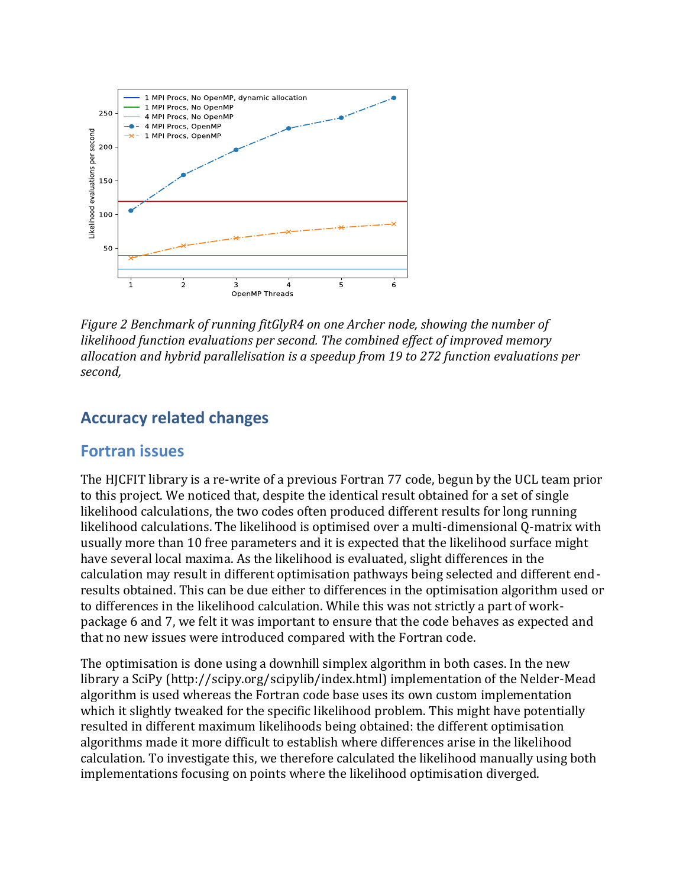*Figure 2 Benchmark of running fitGlyR4 on one Archer node, showing the number of likelihood function evaluations per second. The combined effect of improved memory allocation and hybrid parallelisation is a speedup from 19 to 272 function evaluations per second,*

# Accuracy related changes

## Fortran issues

The HJCFIT library is a re-write of a previous Fortran 77 code, begun by the UCL team prior to this project. We noticed that, despite the identical result obtained for a set of single likelihood calculations, the two codes often produced different results for long running likelihood calculations. The likelihood is optimised over a multi-dimensional Q-matrix with usually more than 10 free parameters and it is expected that the likelihood surface might have several local maxima. As the likelihood is evaluated, slight differences in the calculation may result in different optimisation pathways being selected and different end-results obtained. This can be due either to differences in the optimisation algorithm used or to differences in the likelihood calculation. While this was not strictly a part of work-package 6 and 7, we felt it was important to ensure that the code behaves as expected and that no new issues were introduced compared with the Fortran code.

The optimisation is done using a downhill simplex algorithm in both cases. In the new library a SciPy (http://scipy.org/scipylib/index.html) implementation of the Nelder-Mead algorithm is used whereas the Fortran code base uses its own custom implementation which it slightly tweaked for the specific likelihood problem. This might have potentially resulted in different maximum likelihoods being obtained: the different optimisation algorithms made it more difficult to establish where differences arise in the likelihood calculation. To investigate this, we therefore calculated the likelihood manually using both implementations focusing on points where the likelihood optimisation diverged.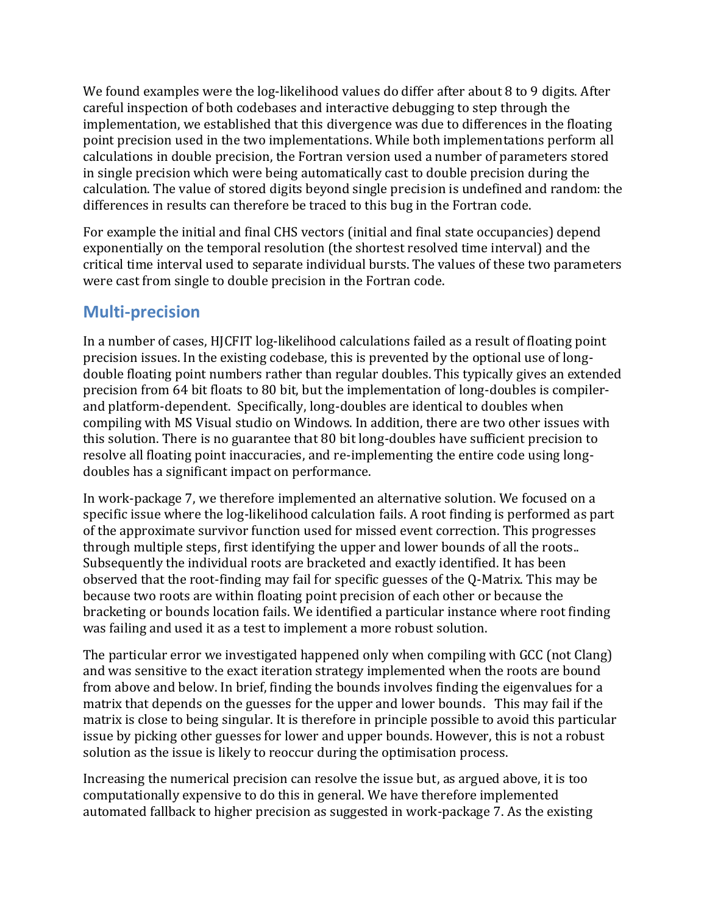We found examples were the log-likelihood values do differ after about 8 to 9 digits. After careful inspection of both codebases and interactive debugging to step through the implementation, we established that this divergence was due to differences in the floating point precision used in the two implementations. While both implementations perform all calculations in double precision, the Fortran version used a number of parameters stored in single precision which were being automatically cast to double precision during the calculation. The value of stored digits beyond single precision is undefined and random: the differences in results can therefore be traced to this bug in the Fortran code.

For example the initial and final CHS vectors (initial and final state occupancies) depend exponentially on the temporal resolution (the shortest resolved time interval) and the critical time interval used to separate individual bursts. The values of these two parameters were cast from single to double precision in the Fortran code.

## Multi-precision

In a number of cases, HJCFIT log-likelihood calculations failed as a result of floating point precision issues. In the existing codebase, this is prevented by the optional use of long-double floating point numbers rather than regular doubles. This typically gives an extended precision from 64 bit floats to 80 bit, but the implementation of long-doubles is compiler- and platform-dependent. Specifically, long-doubles are identical to doubles when compiling with MS Visual studio on Windows. In addition, there are two other issues with this solution. There is no guarantee that 80 bit long-doubles have sufficient precision to resolve all floating point inaccuracies, and re-implementing the entire code using long-doubles has a significant impact on performance.

In work-package 7, we therefore implemented an alternative solution. We focused on a specific issue where the log-likelihood calculation fails. A root finding is performed as part of the approximate survivor function used for missed event correction. This progresses through multiple steps, first identifying the upper and lower bounds of all the roots.. Subsequently the individual roots are bracketed and exactly identified. It has been observed that the root-finding may fail for specific guesses of the Q-Matrix. This may be because two roots are within floating point precision of each other or because the bracketing or bounds location fails. We identified a particular instance where root finding was failing and used it as a test to implement a more robust solution.

The particular error we investigated happened only when compiling with GCC (not Clang) and was sensitive to the exact iteration strategy implemented when the roots are bound from above and below. In brief, finding the bounds involves finding the eigenvalues for a matrix that depends on the guesses for the upper and lower bounds. This may fail if the matrix is close to being singular. It is therefore in principle possible to avoid this particular issue by picking other guesses for lower and upper bounds. However, this is not a robust solution as the issue is likely to reoccur during the optimisation process.

Increasing the numerical precision can resolve the issue but, as argued above, it is too computationally expensive to do this in general. We have therefore implemented automated fallback to higher precision as suggested in work-package 7. As the existing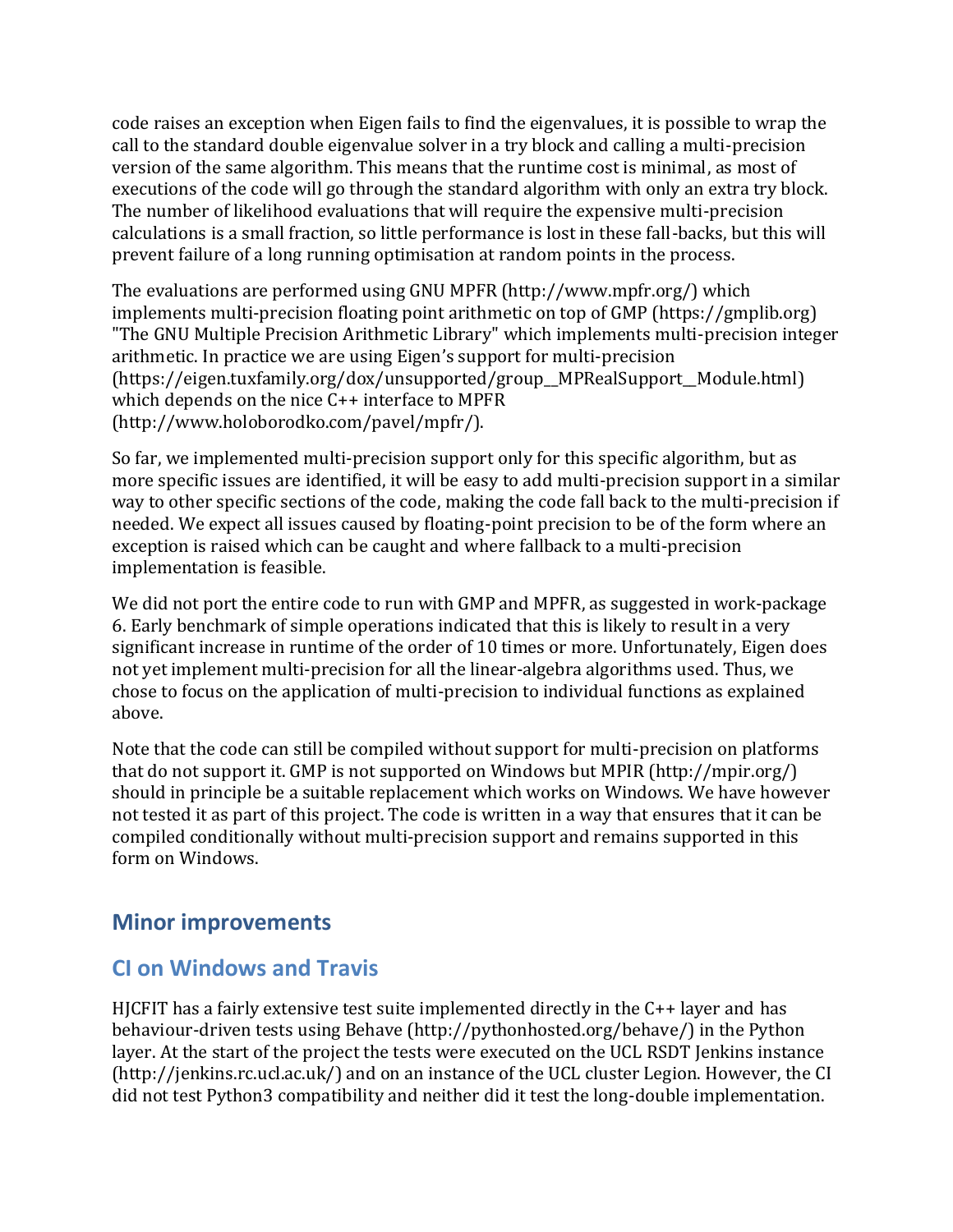code raises an exception when Eigen fails to find the eigenvalues, it is possible to wrap the call to the standard double eigenvalue solver in a try block and calling a multi-precision version of the same algorithm. This means that the runtime cost is minimal, as most of executions of the code will go through the standard algorithm with only an extra try block. The number of likelihood evaluations that will require the expensive multi-precision calculations is a small fraction, so little performance is lost in these fall-backs, but this will prevent failure of a long running optimisation at random points in the process.

The evaluations are performed using GNU MPFR (http://www.mpfr.org/) which implements multi-precision floating point arithmetic on top of GMP (https://gmplib.org) "The GNU Multiple Precision Arithmetic Library" which implements multi-precision integer arithmetic. In practice we are using Eigen's support for multi-precision (https://eigen.tuxfamily.org/dox/unsupported/group__MPRealSupport__Module.html) which depends on the nice C++ interface to MPFR (http://www.holoborodko.com/pavel/mpfr/).

So far, we implemented multi-precision support only for this specific algorithm, but as more specific issues are identified, it will be easy to add multi-precision support in a similar way to other specific sections of the code, making the code fall back to the multi-precision if needed. We expect all issues caused by floating-point precision to be of the form where an exception is raised which can be caught and where fallback to a multi-precision implementation is feasible.

We did not port the entire code to run with GMP and MPFR, as suggested in work-package 6. Early benchmark of simple operations indicated that this is likely to result in a very significant increase in runtime of the order of 10 times or more. Unfortunately, Eigen does not yet implement multi-precision for all the linear-algebra algorithms used. Thus, we chose to focus on the application of multi-precision to individual functions as explained above.

Note that the code can still be compiled without support for multi-precision on platforms that do not support it. GMP is not supported on Windows but MPIR (http://mpir.org/) should in principle be a suitable replacement which works on Windows. We have however not tested it as part of this project. The code is written in a way that ensures that it can be compiled conditionally without multi-precision support and remains supported in this form on Windows.

## Minor improvements

### CI on Windows and Travis

HJCFIT has a fairly extensive test suite implemented directly in the C++ layer and has behaviour-driven tests using Behave (http://pythonhosted.org/behave/) in the Python layer. At the start of the project the tests were executed on the UCL RSDT Jenkins instance (http://jenkins.rc.ucl.ac.uk/) and on an instance of the UCL cluster Legion. However, the CI did not test Python3 compatibility and neither did it test the long-double implementation.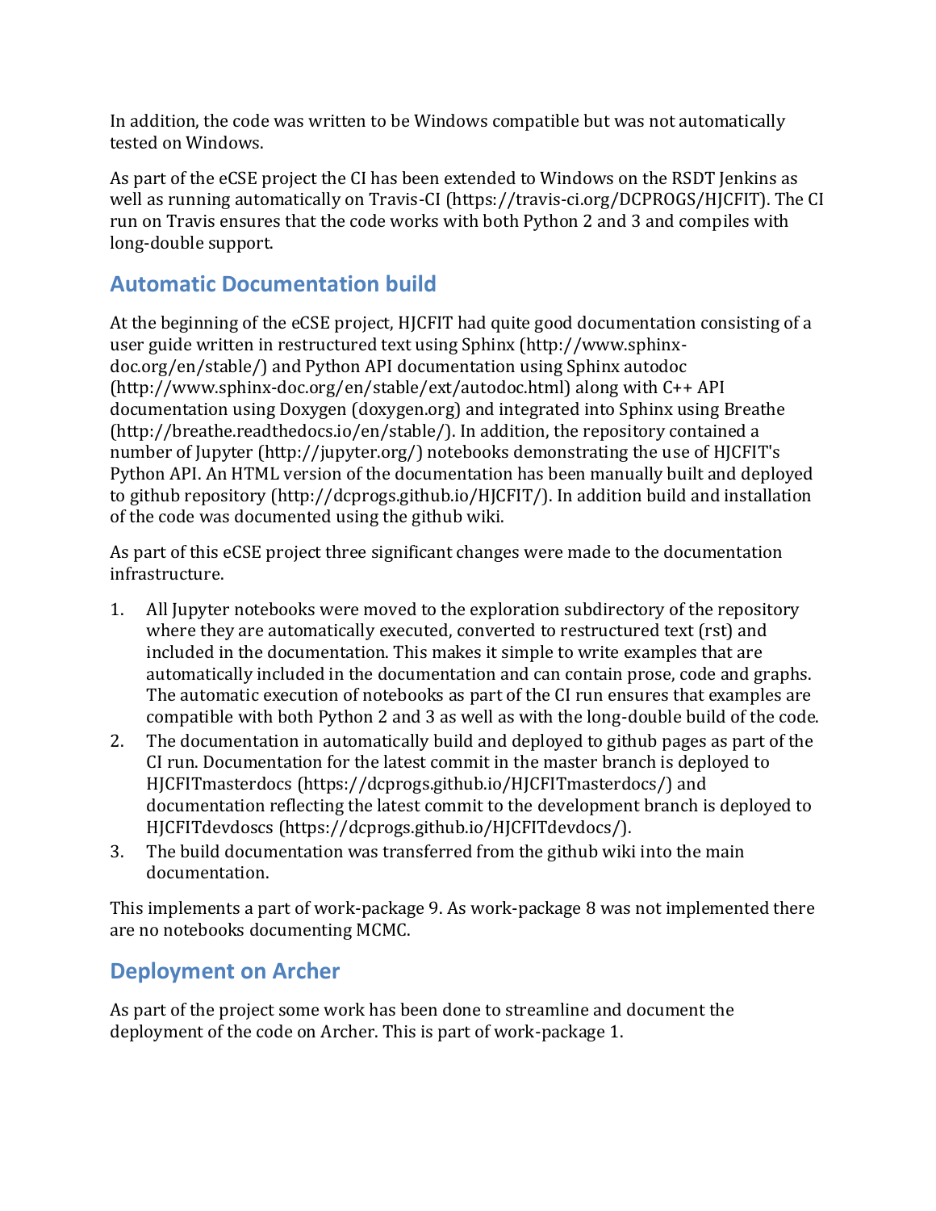In addition, the code was written to be Windows compatible but was not automatically tested on Windows.

As part of the eCSE project the CI has been extended to Windows on the RSDT Jenkins as well as running automatically on Travis-CI (https://travis-ci.org/DCPROGS/HJCFIT). The CI run on Travis ensures that the code works with both Python 2 and 3 and compiles with long-double support.

## Automatic Documentation build

At the beginning of the eCSE project, HJCFIT had quite good documentation consisting of a user guide written in restructured text using Sphinx (http://www.sphinx-doc.org/en/stable/) and Python API documentation using Sphinx autodoc (http://www.sphinx-doc.org/en/stable/ext/autodoc.html) along with C++ API documentation using Doxygen (doxygen.org) and integrated into Sphinx using Breathe (http://breathe.readthedocs.io/en/stable/). In addition, the repository contained a number of Jupyter (http://jupyter.org/) notebooks demonstrating the use of HJCFIT's Python API. An HTML version of the documentation has been manually built and deployed to github repository (http://dcprogs.github.io/HJCFIT/). In addition build and installation of the code was documented using the github wiki.

As part of this eCSE project three significant changes were made to the documentation infrastructure.

1. All Jupyter notebooks were moved to the exploration subdirectory of the repository where they are automatically executed, converted to restructured text (rst) and included in the documentation. This makes it simple to write examples that are automatically included in the documentation and can contain prose, code and graphs. The automatic execution of notebooks as part of the CI run ensures that examples are compatible with both Python 2 and 3 as well as with the long-double build of the code.
2. The documentation in automatically build and deployed to github pages as part of the CI run. Documentation for the latest commit in the master branch is deployed to HJCFITmasterdocs (https://dcprogs.github.io/HJCFITmasterdocs/) and documentation reflecting the latest commit to the development branch is deployed to HJCFITdevdoscs (https://dcprogs.github.io/HJCFITdevdocs/).
3. The build documentation was transferred from the github wiki into the main documentation.

This implements a part of work-package 9. As work-package 8 was not implemented there are no notebooks documenting MCMC.

## Deployment on Archer

As part of the project some work has been done to streamline and document the deployment of the code on Archer. This is part of work-package 1.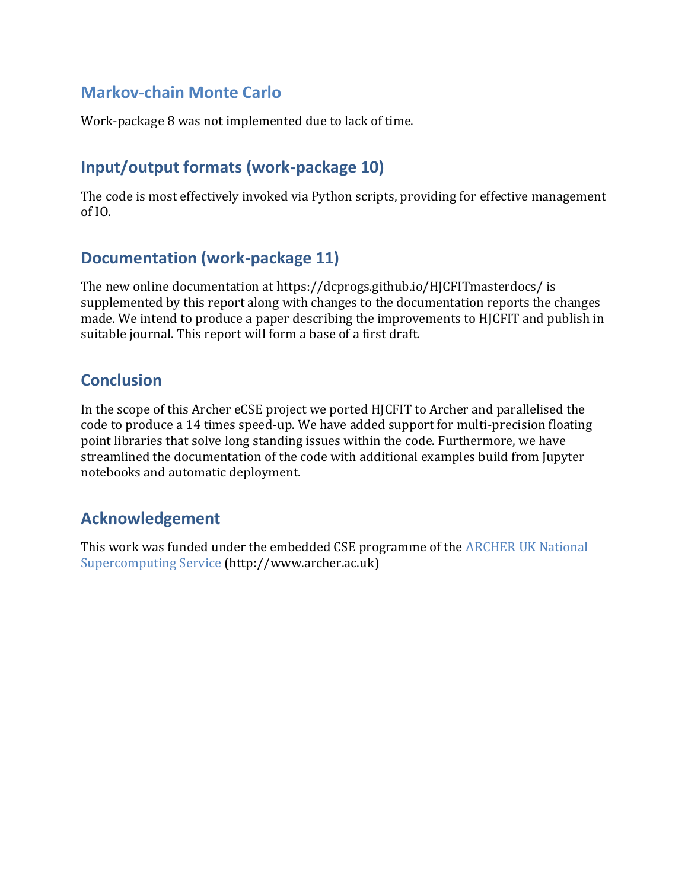## Markov-chain Monte Carlo

Work-package 8 was not implemented due to lack of time.

## Input/output formats (work-package 10)

The code is most effectively invoked via Python scripts, providing for effective management of IO.

## Documentation (work-package 11)

The new online documentation at https://dcprogs.github.io/HJCFITmasterdocs/ is supplemented by this report along with changes to the documentation reports the changes made. We intend to produce a paper describing the improvements to HJCFIT and publish in suitable journal. This report will form a base of a first draft.

## Conclusion

In the scope of this Archer eCSE project we ported HJCFIT to Archer and parallelised the code to produce a 14 times speed-up. We have added support for multi-precision floating point libraries that solve long standing issues within the code. Furthermore, we have streamlined the documentation of the code with additional examples build from Jupyter notebooks and automatic deployment.

## Acknowledgement

This work was funded under the embedded CSE programme of the ARCHER UK National Supercomputing Service (http://www.archer.ac.uk)